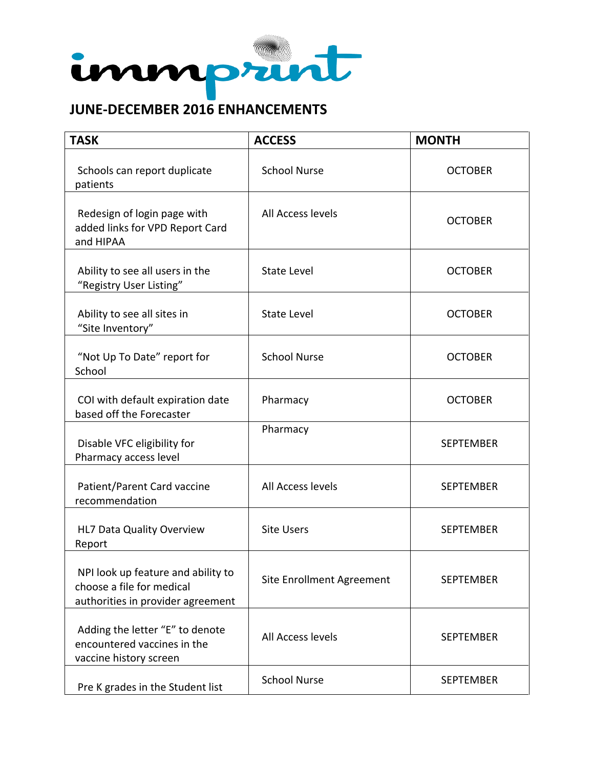immprint

## JUNE-DECEMBER 2016 ENHANCEMENTS

| TASK | ACCESS | MONTH |
|---|---|---|
| Schools can report duplicate patients | School Nurse | OCTOBER |
| Redesign of login page with added links for VPD Report Card and HIPAA | All Access levels | OCTOBER |
| Ability to see all users in the "Registry User Listing" | State Level | OCTOBER |
| Ability to see all sites in "Site Inventory" | State Level | OCTOBER |
| "Not Up To Date" report for School | School Nurse | OCTOBER |
| COI with default expiration date based off the Forecaster | Pharmacy | OCTOBER |
| Disable VFC eligibility for Pharmacy access level | Pharmacy | SEPTEMBER |
| Patient/Parent Card vaccine recommendation | All Access levels | SEPTEMBER |
| HL7 Data Quality Overview Report | Site Users | SEPTEMBER |
| NPI look up feature and ability to choose a file for medical authorities in provider agreement | Site Enrollment Agreement | SEPTEMBER |
| Adding the letter "E" to denote encountered vaccines in the vaccine history screen | All Access levels | SEPTEMBER |
| Pre K grades in the Student list | School Nurse | SEPTEMBER |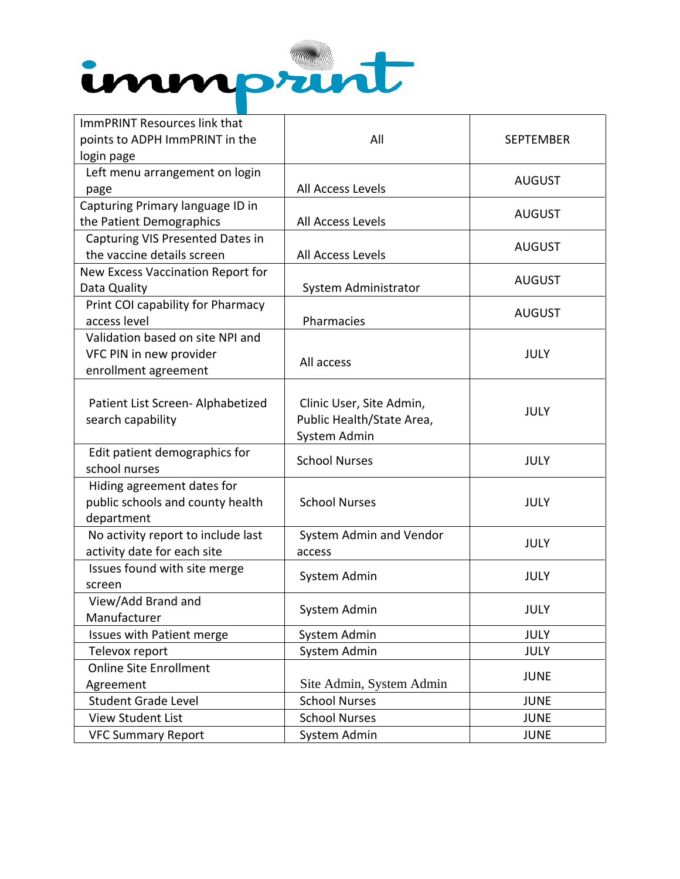immprint

| | | |
|---|---|---|
| ImmPRINT Resources link that points to ADPH ImmPRINT in the login page | All | SEPTEMBER |
| Left menu arrangement on login page | All Access Levels | AUGUST |
| Capturing Primary language ID in the Patient Demographics | All Access Levels | AUGUST |
| Capturing VIS Presented Dates in the vaccine details screen | All Access Levels | AUGUST |
| New Excess Vaccination Report for Data Quality | System Administrator | AUGUST |
| Print COI capability for Pharmacy access level | Pharmacies | AUGUST |
| Validation based on site NPI and VFC PIN in new provider enrollment agreement | All access | JULY |
| Patient List Screen- Alphabetized search capability | Clinic User, Site Admin, Public Health/State Area, System Admin | JULY |
| Edit patient demographics for school nurses | School Nurses | JULY |
| Hiding agreement dates for public schools and county health department | School Nurses | JULY |
| No activity report to include last activity date for each site | System Admin and Vendor access | JULY |
| Issues found with site merge screen | System Admin | JULY |
| View/Add Brand and Manufacturer | System Admin | JULY |
| Issues with Patient merge | System Admin | JULY |
| Televox report | System Admin | JULY |
| Online Site Enrollment Agreement | Site Admin, System Admin | JUNE |
| Student Grade Level | School Nurses | JUNE |
| View Student List | School Nurses | JUNE |
| VFC Summary Report | System Admin | JUNE |